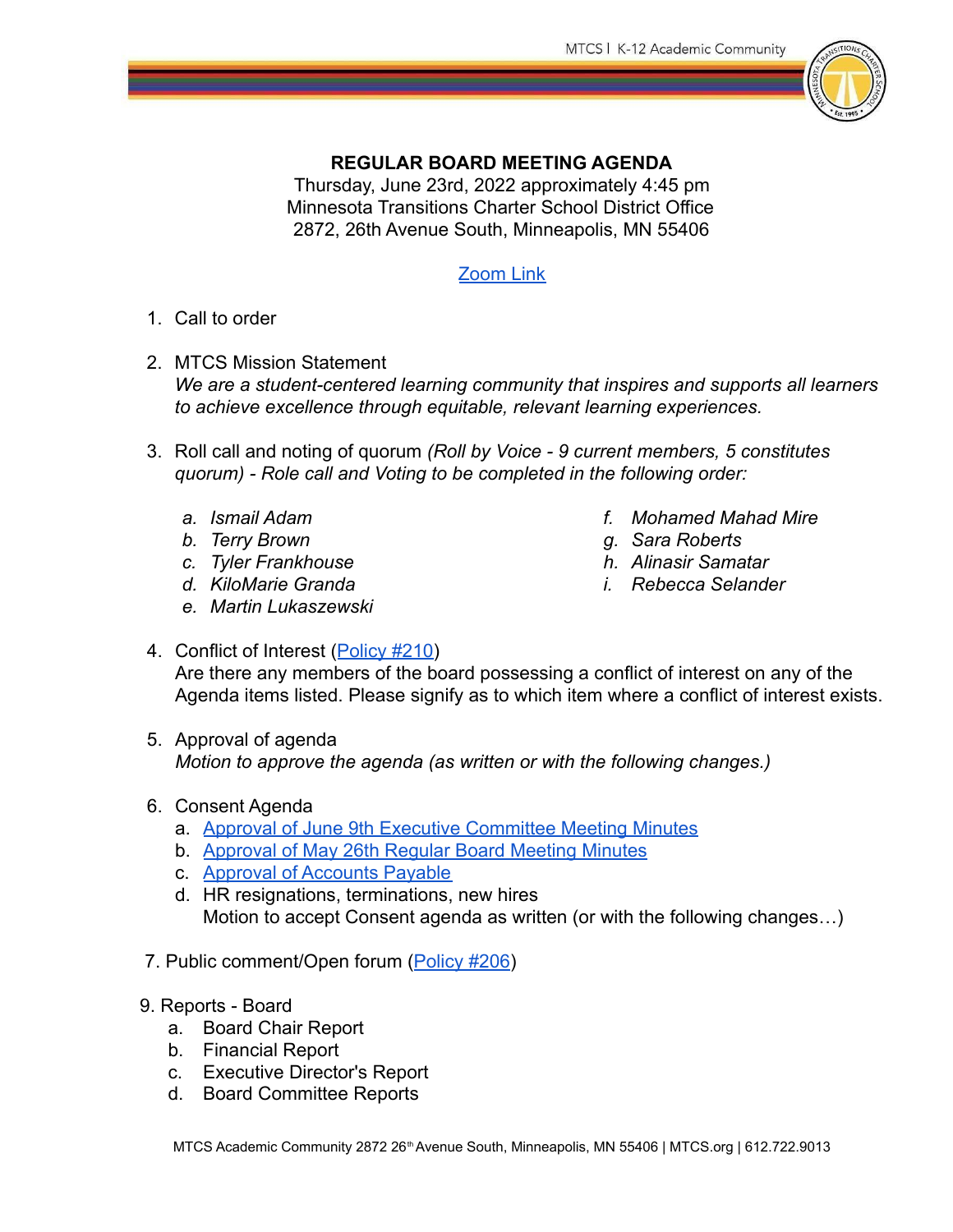# REGULAR BOARD MEETING AGENDA

Thursday, June 23rd, 2022 approximately 4:45 pm
Minnesota Transitions Charter School District Office
2872, 26th Avenue South, Minneapolis, MN 55406

[Zoom Link]

1. Call to order

2. MTCS Mission Statement
   *We are a student-centered learning community that inspires and supports all learners to achieve excellence through equitable, relevant learning experiences.*

3. Roll call and noting of quorum *(Roll by Voice - 9 current members, 5 constitutes quorum) - Role call and Voting to be completed in the following order:*
   a. *Ismail Adam*
   b. *Terry Brown*
   c. *Tyler Frankhouse*
   d. *KiloMarie Granda*
   e. *Martin Lukaszewski*
   f. *Mohamed Mahad Mire*
   g. *Sara Roberts*
   h. *Alinasir Samatar*
   i. *Rebecca Selander*

4. Conflict of Interest (Policy #210)
   Are there any members of the board possessing a conflict of interest on any of the Agenda items listed. Please signify as to which item where a conflict of interest exists.

5. Approval of agenda
   *Motion to approve the agenda (as written or with the following changes.)*

6. Consent Agenda
   a. Approval of June 9th Executive Committee Meeting Minutes
   b. Approval of May 26th Regular Board Meeting Minutes
   c. Approval of Accounts Payable
   d. HR resignations, terminations, new hires
      Motion to accept Consent agenda as written (or with the following changes…)

7. Public comment/Open forum (Policy #206)

9. Reports - Board
   a. Board Chair Report
   b. Financial Report
   c. Executive Director's Report
   d. Board Committee Reports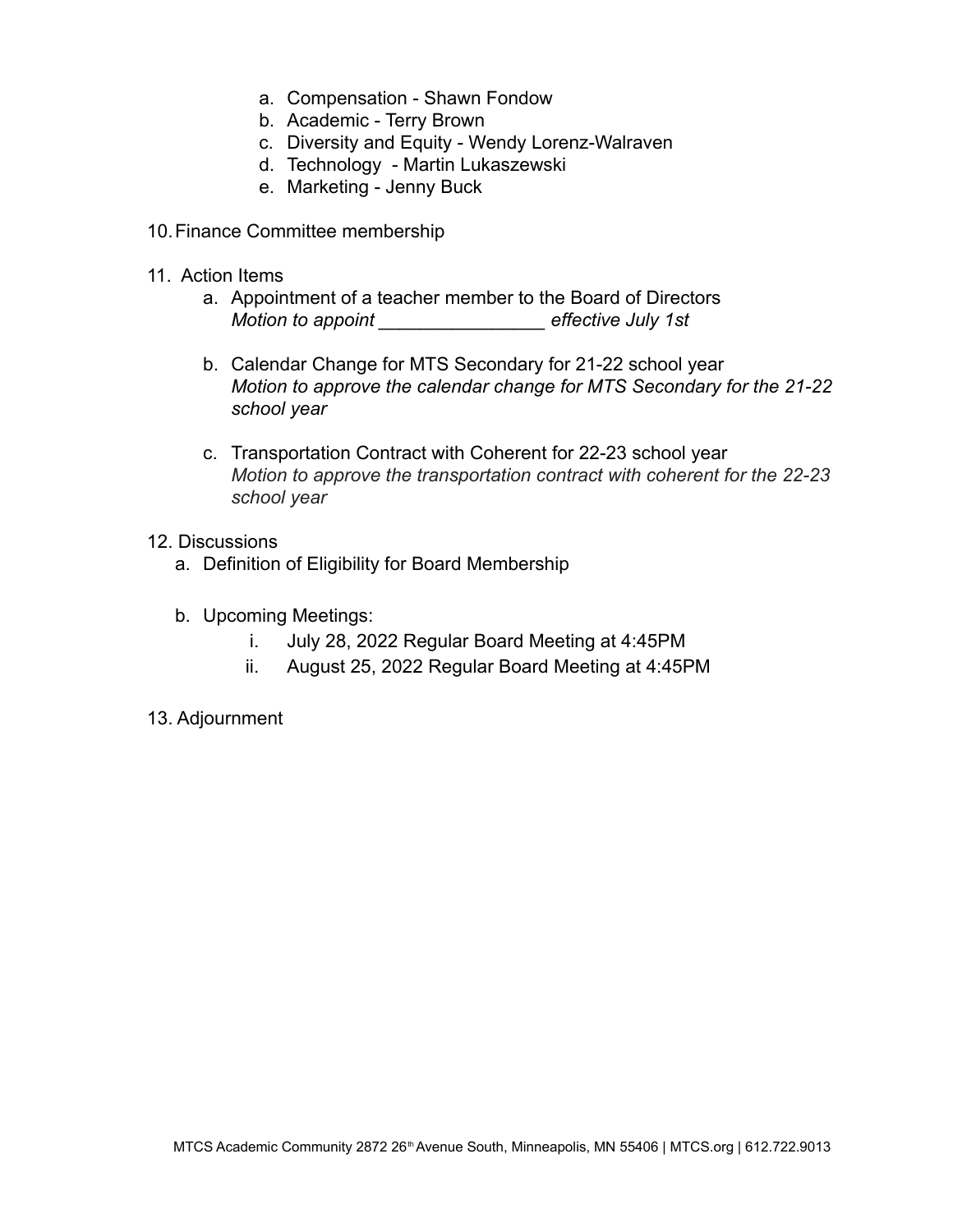a. Compensation - Shawn Fondow
   b. Academic - Terry Brown
   c. Diversity and Equity - Wendy Lorenz-Walraven
   d. Technology - Martin Lukaszewski
   e. Marketing - Jenny Buck

10. Finance Committee membership

11. Action Items
    a. Appointment of a teacher member to the Board of Directors
       *Motion to appoint ________________ effective July 1st*

    b. Calendar Change for MTS Secondary for 21-22 school year
       *Motion to approve the calendar change for MTS Secondary for the 21-22 school year*

    c. Transportation Contract with Coherent for 22-23 school year
       *Motion to approve the transportation contract with coherent for the 22-23 school year*

12. Discussions
    a. Definition of Eligibility for Board Membership

    b. Upcoming Meetings:
       i. July 28, 2022 Regular Board Meeting at 4:45PM
       ii. August 25, 2022 Regular Board Meeting at 4:45PM

13. Adjournment

MTCS Academic Community 2872 26th Avenue South, Minneapolis, MN 55406 | MTCS.org | 612.722.9013